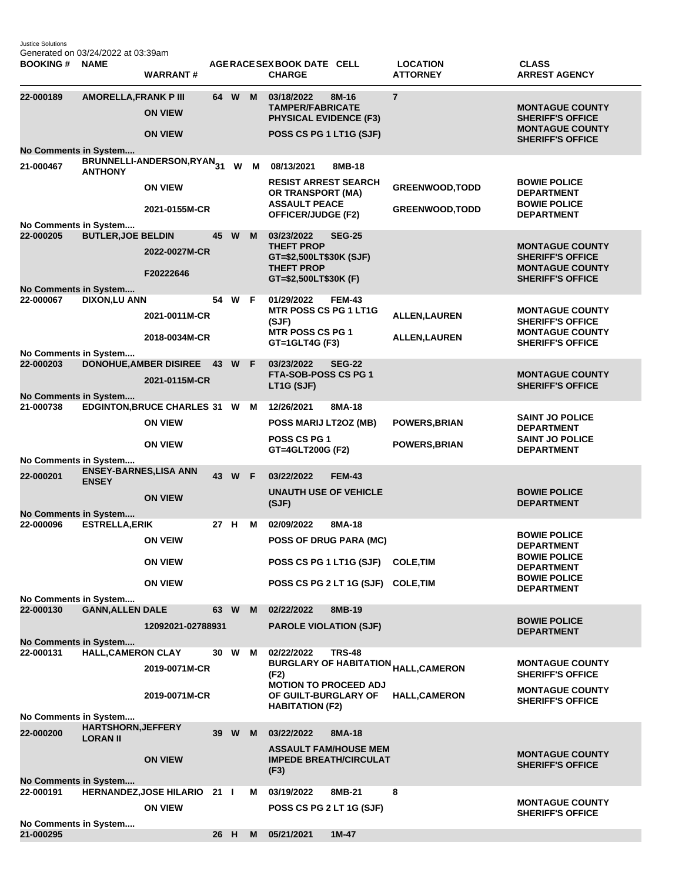Justice Solutions
Generated on 03/24/2022 at 03:39am

| BOOKING # | NAME | WARRANT # | AGE | RACE | SEX | BOOK DATE | CELL | CHARGE | LOCATION | ATTORNEY | CLASS | ARREST AGENCY |
|---|---|---|---|---|---|---|---|---|---|---|---|---|
| 22-000189 | AMORELLA,FRANK P III | | 64 | W | M | 03/18/2022 | 8M-16 | | 7 | | | |
| | | ON VIEW | | | | | | TAMPER/FABRICATE PHYSICAL EVIDENCE (F3) | | | | MONTAGUE COUNTY SHERIFF'S OFFICE |
| | | ON VIEW | | | | | | POSS CS PG 1 LT1G (SJF) | | | | MONTAGUE COUNTY SHERIFF'S OFFICE |
| No Comments in System.... | | | | | | | | | | | | |
| 21-000467 | BRUNNELLI-ANDERSON,RYAN ANTHONY | | 31 | W | M | 08/13/2021 | 8MB-18 | | | | | |
| | | ON VIEW | | | | | | RESIST ARREST SEARCH OR TRANSPORT (MA) | | GREENWOOD,TODD | | BOWIE POLICE DEPARTMENT |
| | | 2021-0155M-CR | | | | | | ASSAULT PEACE OFFICER/JUDGE (F2) | | GREENWOOD,TODD | | BOWIE POLICE DEPARTMENT |
| No Comments in System.... | | | | | | | | | | | | |
| 22-000205 | BUTLER,JOE BELDIN | | 45 | W | M | 03/23/2022 | SEG-25 | | | | | |
| | | 2022-0027M-CR | | | | | | THEFT PROP GT=$2,500LT$30K (SJF) | | | | MONTAGUE COUNTY SHERIFF'S OFFICE |
| | | F20222646 | | | | | | THEFT PROP GT=$2,500LT$30K (F) | | | | MONTAGUE COUNTY SHERIFF'S OFFICE |
| No Comments in System.... | | | | | | | | | | | | |
| 22-000067 | DIXON,LU ANN | | 54 | W | F | 01/29/2022 | FEM-43 | | | | | |
| | | 2021-0011M-CR | | | | | | MTR POSS CS PG 1 LT1G (SJF) | | ALLEN,LAUREN | | MONTAGUE COUNTY SHERIFF'S OFFICE |
| | | 2018-0034M-CR | | | | | | MTR POSS CS PG 1 GT=1GLT4G (F3) | | ALLEN,LAUREN | | MONTAGUE COUNTY SHERIFF'S OFFICE |
| No Comments in System.... | | | | | | | | | | | | |
| 22-000203 | DONOHUE,AMBER DISIREE | | 43 | W | F | 03/23/2022 | SEG-22 | | | | | |
| | | 2021-0115M-CR | | | | | | FTA-SOB-POSS CS PG 1 LT1G (SJF) | | | | MONTAGUE COUNTY SHERIFF'S OFFICE |
| No Comments in System.... | | | | | | | | | | | | |
| 21-000738 | EDGINTON,BRUCE CHARLES | | 31 | W | M | 12/26/2021 | 8MA-18 | | | | | |
| | | ON VIEW | | | | | | POSS MARIJ LT2OZ (MB) | | POWERS,BRIAN | | SAINT JO POLICE DEPARTMENT |
| | | ON VIEW | | | | | | POSS CS PG 1 GT=4GLT200G (F2) | | POWERS,BRIAN | | SAINT JO POLICE DEPARTMENT |
| No Comments in System.... | | | | | | | | | | | | |
| 22-000201 | ENSEY-BARNES,LISA ANN ENSEY | | 43 | W | F | 03/22/2022 | FEM-43 | | | | | |
| | | ON VIEW | | | | | | UNAUTH USE OF VEHICLE (SJF) | | | | BOWIE POLICE DEPARTMENT |
| No Comments in System.... | | | | | | | | | | | | |
| 22-000096 | ESTRELLA,ERIK | | 27 | H | M | 02/09/2022 | 8MA-18 | | | | | |
| | | ON VEIW | | | | | | POSS OF DRUG PARA (MC) | | | | BOWIE POLICE DEPARTMENT |
| | | ON VIEW | | | | | | POSS CS PG 1 LT1G (SJF) | | COLE,TIM | | BOWIE POLICE DEPARTMENT |
| | | ON VIEW | | | | | | POSS CS PG 2 LT 1G (SJF) | | COLE,TIM | | BOWIE POLICE DEPARTMENT |
| No Comments in System.... | | | | | | | | | | | | |
| 22-000130 | GANN,ALLEN DALE | | 63 | W | M | 02/22/2022 | 8MB-19 | | | | | |
| | | 12092021-02788931 | | | | | | PAROLE VIOLATION (SJF) | | | | BOWIE POLICE DEPARTMENT |
| No Comments in System.... | | | | | | | | | | | | |
| 22-000131 | HALL,CAMERON CLAY | | 30 | W | M | 02/22/2022 | TRS-48 | | | | | |
| | | 2019-0071M-CR | | | | | | BURGLARY OF HABITATION (F2) | | HALL,CAMERON | | MONTAGUE COUNTY SHERIFF'S OFFICE |
| | | 2019-0071M-CR | | | | | | MOTION TO PROCEED ADJ OF GUILT-BURGLARY OF HABITATION (F2) | | HALL,CAMERON | | MONTAGUE COUNTY SHERIFF'S OFFICE |
| No Comments in System.... | | | | | | | | | | | | |
| 22-000200 | HARTSHORN,JEFFERY LORAN II | | 39 | W | M | 03/22/2022 | 8MA-18 | | | | | |
| | | ON VIEW | | | | | | ASSAULT FAM/HOUSE MEM IMPEDE BREATH/CIRCULAT (F3) | | | | MONTAGUE COUNTY SHERIFF'S OFFICE |
| No Comments in System.... | | | | | | | | | | | | |
| 22-000191 | HERNANDEZ,JOSE HILARIO | | 21 | I | M | 03/19/2022 | 8MB-21 | | 8 | | | |
| | | ON VIEW | | | | | | POSS CS PG 2 LT 1G (SJF) | | | | MONTAGUE COUNTY SHERIFF'S OFFICE |
| No Comments in System.... | | | | | | | | | | | | |
| 21-000295 | | | 26 | H | M | 05/21/2021 | 1M-47 | | | | | |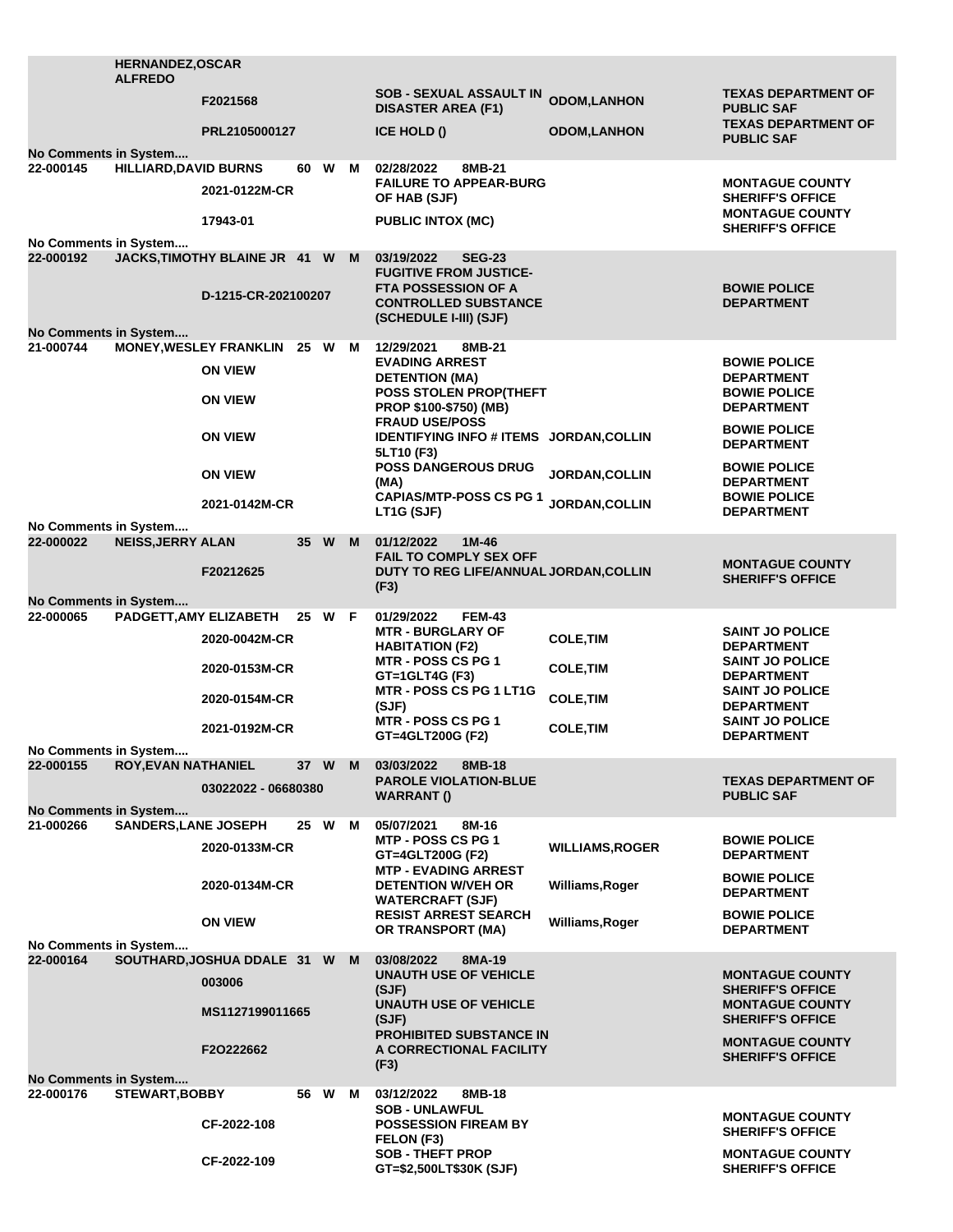| Booking # | Name | Age | Race | Sex | Book Date / Cell | Warrant # | Charge | Judge | Agency |
|---|---|---|---|---|---|---|---|---|---|
| | HERNANDEZ,OSCAR ALFREDO | | | | | | | | |
| | | | | | | F2021568 | SOB - SEXUAL ASSAULT IN DISASTER AREA (F1) | ODOM,LANHON | TEXAS DEPARTMENT OF PUBLIC SAF |
| | | | | | | PRL2105000127 | ICE HOLD () | ODOM,LANHON | TEXAS DEPARTMENT OF PUBLIC SAF |
| No Comments in System.... | | | | | | | | | |
| 22-000145 | HILLIARD,DAVID BURNS | 60 | W | M | 02/28/2022 8MB-21 | | | | |
| | | | | | | 2021-0122M-CR | FAILURE TO APPEAR-BURG OF HAB (SJF) | | MONTAGUE COUNTY SHERIFF'S OFFICE |
| | | | | | | 17943-01 | PUBLIC INTOX (MC) | | MONTAGUE COUNTY SHERIFF'S OFFICE |
| No Comments in System.... | | | | | | | | | |
| 22-000192 | JACKS,TIMOTHY BLAINE JR | 41 | W | M | 03/19/2022 SEG-23 | | | | |
| | | | | | | D-1215-CR-202100207 | FUGITIVE FROM JUSTICE-FTA POSSESSION OF A CONTROLLED SUBSTANCE (SCHEDULE I-III) (SJF) | | BOWIE POLICE DEPARTMENT |
| No Comments in System.... | | | | | | | | | |
| 21-000744 | MONEY,WESLEY FRANKLIN | 25 | W | M | 12/29/2021 8MB-21 | | | | |
| | | | | | | ON VIEW | EVADING ARREST DETENTION (MA) | | BOWIE POLICE DEPARTMENT |
| | | | | | | ON VIEW | POSS STOLEN PROP(THEFT PROP $100-$750) (MB) | | BOWIE POLICE DEPARTMENT |
| | | | | | | ON VIEW | FRAUD USE/POSS IDENTIFYING INFO # ITEMS 5LT10 (F3) | JORDAN,COLLIN | BOWIE POLICE DEPARTMENT |
| | | | | | | ON VIEW | POSS DANGEROUS DRUG (MA) | JORDAN,COLLIN | BOWIE POLICE DEPARTMENT |
| | | | | | | 2021-0142M-CR | CAPIAS/MTP-POSS CS PG 1 LT1G (SJF) | JORDAN,COLLIN | BOWIE POLICE DEPARTMENT |
| No Comments in System.... | | | | | | | | | |
| 22-000022 | NEISS,JERRY ALAN | 35 | W | M | 01/12/2022 1M-46 | | | | |
| | | | | | | F20212625 | FAIL TO COMPLY SEX OFF DUTY TO REG LIFE/ANNUAL (F3) | JORDAN,COLLIN | MONTAGUE COUNTY SHERIFF'S OFFICE |
| No Comments in System.... | | | | | | | | | |
| 22-000065 | PADGETT,AMY ELIZABETH | 25 | W | F | 01/29/2022 FEM-43 | | | | |
| | | | | | | 2020-0042M-CR | MTR - BURGLARY OF HABITATION (F2) | COLE,TIM | SAINT JO POLICE DEPARTMENT |
| | | | | | | 2020-0153M-CR | MTR - POSS CS PG 1 GT=1GLT4G (F3) | COLE,TIM | SAINT JO POLICE DEPARTMENT |
| | | | | | | 2020-0154M-CR | MTR - POSS CS PG 1 LT1G (SJF) | COLE,TIM | SAINT JO POLICE DEPARTMENT |
| | | | | | | 2021-0192M-CR | MTR - POSS CS PG 1 GT=4GLT200G (F2) | COLE,TIM | SAINT JO POLICE DEPARTMENT |
| No Comments in System.... | | | | | | | | | |
| 22-000155 | ROY,EVAN NATHANIEL | 37 | W | M | 03/03/2022 8MB-18 | | | | |
| | | | | | | 03022022 - 06680380 | PAROLE VIOLATION-BLUE WARRANT () | | TEXAS DEPARTMENT OF PUBLIC SAF |
| No Comments in System.... | | | | | | | | | |
| 21-000266 | SANDERS,LANE JOSEPH | 25 | W | M | 05/07/2021 8M-16 | | | | |
| | | | | | | 2020-0133M-CR | MTP - POSS CS PG 1 GT=4GLT200G (F2) | WILLIAMS,ROGER | BOWIE POLICE DEPARTMENT |
| | | | | | | 2020-0134M-CR | MTP - EVADING ARREST DETENTION W/VEH OR WATERCRAFT (SJF) | Williams,Roger | BOWIE POLICE DEPARTMENT |
| | | | | | | ON VIEW | RESIST ARREST SEARCH OR TRANSPORT (MA) | Williams,Roger | BOWIE POLICE DEPARTMENT |
| No Comments in System.... | | | | | | | | | |
| 22-000164 | SOUTHARD,JOSHUA DDALE | 31 | W | M | 03/08/2022 8MA-19 | | | | |
| | | | | | | 003006 | UNAUTH USE OF VEHICLE (SJF) | | MONTAGUE COUNTY SHERIFF'S OFFICE |
| | | | | | | MS1127199011665 | UNAUTH USE OF VEHICLE (SJF) | | MONTAGUE COUNTY SHERIFF'S OFFICE |
| | | | | | | F2O222662 | PROHIBITED SUBSTANCE IN A CORRECTIONAL FACILITY (F3) | | MONTAGUE COUNTY SHERIFF'S OFFICE |
| No Comments in System.... | | | | | | | | | |
| 22-000176 | STEWART,BOBBY | 56 | W | M | 03/12/2022 8MB-18 | | | | |
| | | | | | | CF-2022-108 | SOB - UNLAWFUL POSSESSION FIREAM BY FELON (F3) | | MONTAGUE COUNTY SHERIFF'S OFFICE |
| | | | | | | CF-2022-109 | SOB - THEFT PROP GT=$2,500LT$30K (SJF) | | MONTAGUE COUNTY SHERIFF'S OFFICE |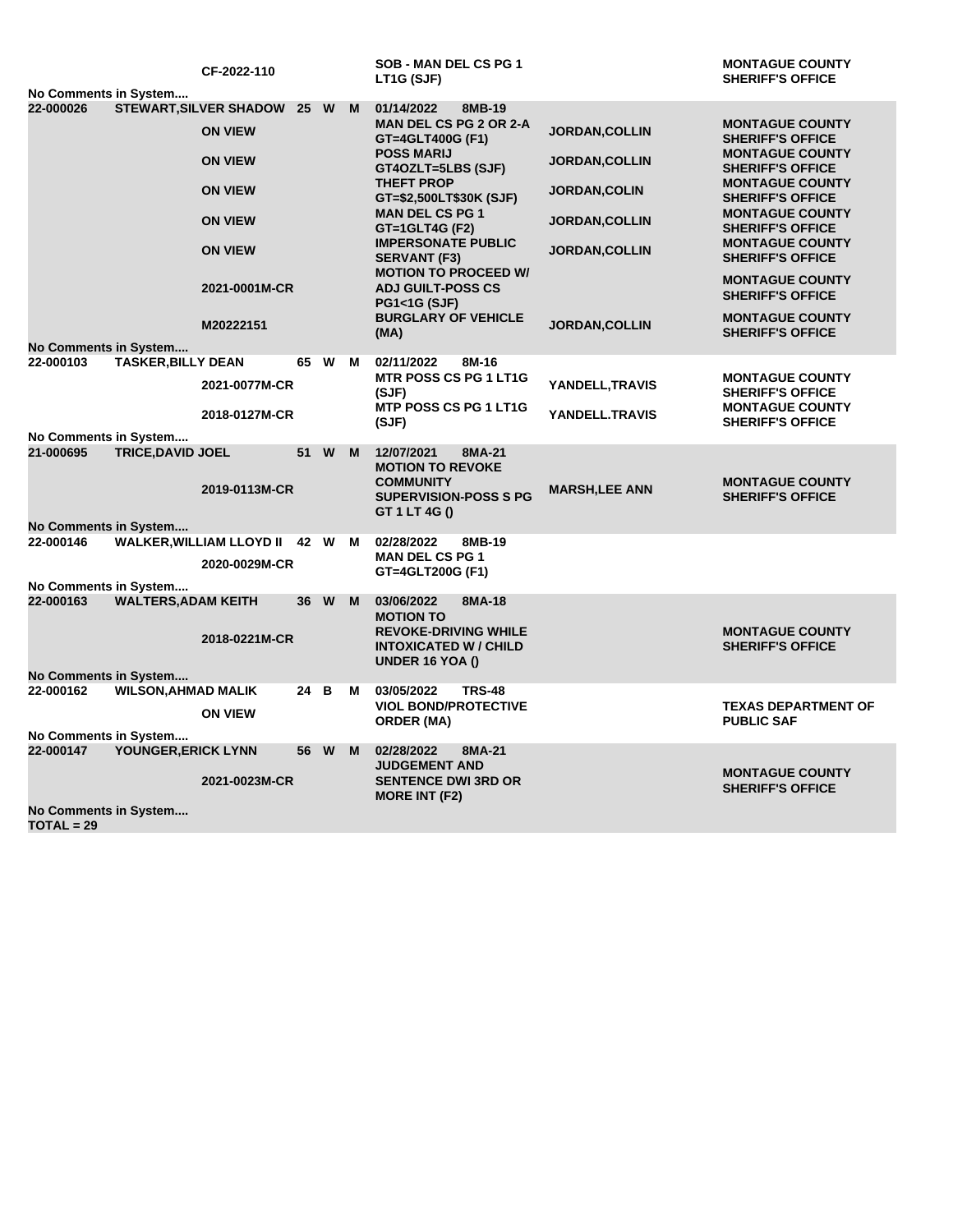| | | | | | | | | |
|---|---|---|---|---|---|---|---|---|
| | | CF-2022-110 | | | | SOB - MAN DEL CS PG 1 LT1G (SJF) | | MONTAGUE COUNTY SHERIFF'S OFFICE |
| No Comments in System.... | | | | | | | | |
| 22-000026 | STEWART,SILVER SHADOW | | 25 | W | M | 01/14/2022 8MB-19 | | |
| | | ON VIEW | | | | MAN DEL CS PG 2 OR 2-A GT=4GLT400G (F1) | JORDAN,COLLIN | MONTAGUE COUNTY SHERIFF'S OFFICE |
| | | ON VIEW | | | | POSS MARIJ GT4OZLT=5LBS (SJF) | JORDAN,COLLIN | MONTAGUE COUNTY SHERIFF'S OFFICE |
| | | ON VIEW | | | | THEFT PROP GT=$2,500LT$30K (SJF) | JORDAN,COLIN | MONTAGUE COUNTY SHERIFF'S OFFICE |
| | | ON VIEW | | | | MAN DEL CS PG 1 GT=1GLT4G (F2) | JORDAN,COLLIN | MONTAGUE COUNTY SHERIFF'S OFFICE |
| | | ON VIEW | | | | IMPERSONATE PUBLIC SERVANT (F3) | JORDAN,COLLIN | MONTAGUE COUNTY SHERIFF'S OFFICE |
| | | 2021-0001M-CR | | | | MOTION TO PROCEED W/ ADJ GUILT-POSS CS PG1<1G (SJF) | | MONTAGUE COUNTY SHERIFF'S OFFICE |
| | | M20222151 | | | | BURGLARY OF VEHICLE (MA) | JORDAN,COLLIN | MONTAGUE COUNTY SHERIFF'S OFFICE |
| No Comments in System.... | | | | | | | | |
| 22-000103 | TASKER,BILLY DEAN | | 65 | W | M | 02/11/2022 8M-16 | | |
| | | 2021-0077M-CR | | | | MTR POSS CS PG 1 LT1G (SJF) | YANDELL,TRAVIS | MONTAGUE COUNTY SHERIFF'S OFFICE |
| | | 2018-0127M-CR | | | | MTP POSS CS PG 1 LT1G (SJF) | YANDELL.TRAVIS | MONTAGUE COUNTY SHERIFF'S OFFICE |
| No Comments in System.... | | | | | | | | |
| 21-000695 | TRICE,DAVID JOEL | | 51 | W | M | 12/07/2021 8MA-21 | | |
| | | 2019-0113M-CR | | | | MOTION TO REVOKE COMMUNITY SUPERVISION-POSS S PG GT 1 LT 4G () | MARSH,LEE ANN | MONTAGUE COUNTY SHERIFF'S OFFICE |
| No Comments in System.... | | | | | | | | |
| 22-000146 | WALKER,WILLIAM LLOYD II | | 42 | W | M | 02/28/2022 8MB-19 | | |
| | | 2020-0029M-CR | | | | MAN DEL CS PG 1 GT=4GLT200G (F1) | | |
| No Comments in System.... | | | | | | | | |
| 22-000163 | WALTERS,ADAM KEITH | | 36 | W | M | 03/06/2022 8MA-18 | | |
| | | 2018-0221M-CR | | | | MOTION TO REVOKE-DRIVING WHILE INTOXICATED W / CHILD UNDER 16 YOA () | | MONTAGUE COUNTY SHERIFF'S OFFICE |
| No Comments in System.... | | | | | | | | |
| 22-000162 | WILSON,AHMAD MALIK | | 24 | B | M | 03/05/2022 TRS-48 | | |
| | | ON VIEW | | | | VIOL BOND/PROTECTIVE ORDER (MA) | | TEXAS DEPARTMENT OF PUBLIC SAF |
| No Comments in System.... | | | | | | | | |
| 22-000147 | YOUNGER,ERICK LYNN | | 56 | W | M | 02/28/2022 8MA-21 | | |
| | | 2021-0023M-CR | | | | JUDGEMENT AND SENTENCE DWI 3RD OR MORE INT (F2) | | MONTAGUE COUNTY SHERIFF'S OFFICE |
| No Comments in System.... | | | | | | | | |
| TOTAL = 29 | | | | | | | | |